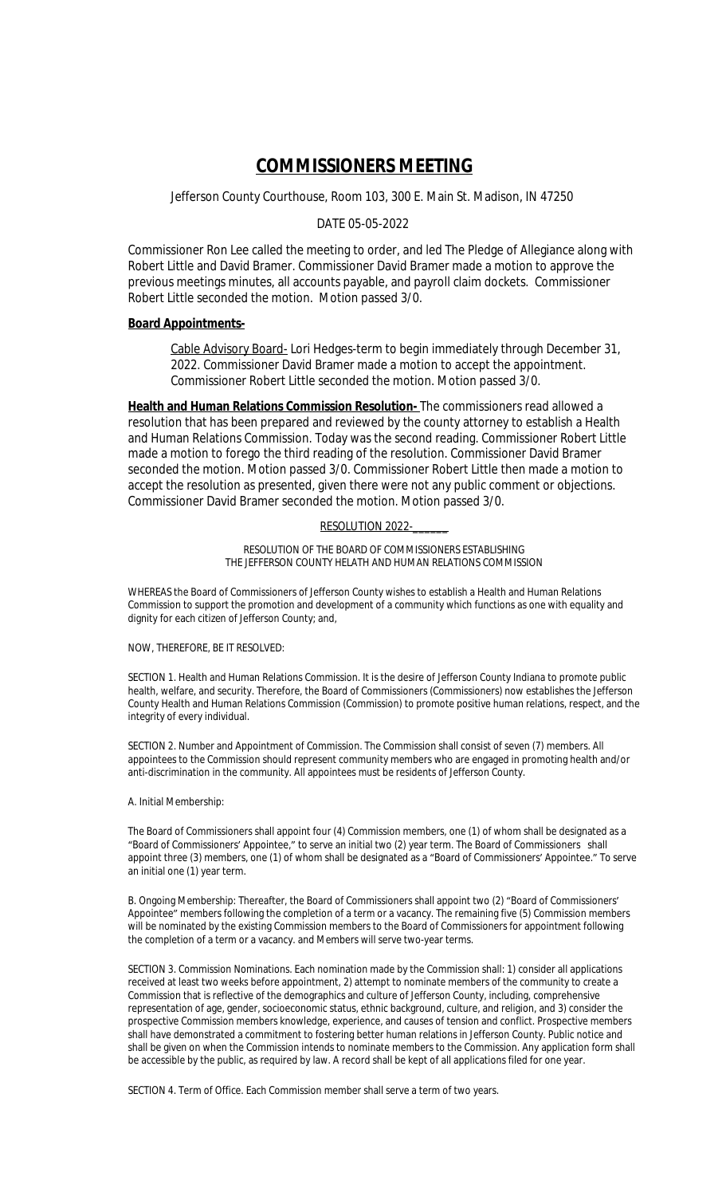# COMMISSIONERS MEETING

Jefferson County Courthouse, Room 103, 300 E. Main St. Madison, IN 47250

DATE 05-05-2022

Commissioner Ron Lee called the meeting to order, and led The Pledge of Allegiance along with Robert Little and David Bramer. Commissioner David Bramer made a motion to approve the previous meetings minutes, all accounts payable, and payroll claim dockets. Commissioner Robert Little seconded the motion. Motion passed 3/0.

**Board Appointments-**

Cable Advisory Board- Lori Hedges-term to begin immediately through December 31, 2022. Commissioner David Bramer made a motion to accept the appointment. Commissioner Robert Little seconded the motion. Motion passed 3/0.

**Health and Human Relations Commission Resolution-** The commissioners read allowed a resolution that has been prepared and reviewed by the county attorney to establish a Health and Human Relations Commission. Today was the second reading. Commissioner Robert Little made a motion to forego the third reading of the resolution. Commissioner David Bramer seconded the motion. Motion passed 3/0. Commissioner Robert Little then made a motion to accept the resolution as presented, given there were not any public comment or objections. Commissioner David Bramer seconded the motion. Motion passed 3/0.

RESOLUTION 2022-______

RESOLUTION OF THE BOARD OF COMMISSIONERS ESTABLISHING
THE JEFFERSON COUNTY HELATH AND HUMAN RELATIONS COMMISSION

WHEREAS the Board of Commissioners of Jefferson County wishes to establish a Health and Human Relations Commission to support the promotion and development of a community which functions as one with equality and dignity for each citizen of Jefferson County; and,

NOW, THEREFORE, BE IT RESOLVED:

SECTION 1. Health and Human Relations Commission. It is the desire of Jefferson County Indiana to promote public health, welfare, and security. Therefore, the Board of Commissioners (Commissioners) now establishes the Jefferson County Health and Human Relations Commission (Commission) to promote positive human relations, respect, and the integrity of every individual.

SECTION 2. Number and Appointment of Commission. The Commission shall consist of seven (7) members. All appointees to the Commission should represent community members who are engaged in promoting health and/or anti-discrimination in the community. All appointees must be residents of Jefferson County.

A. Initial Membership:

The Board of Commissioners shall appoint four (4) Commission members, one (1) of whom shall be designated as a "Board of Commissioners' Appointee," to serve an initial two (2) year term. The Board of Commissioners shall appoint three (3) members, one (1) of whom shall be designated as a "Board of Commissioners' Appointee." To serve an initial one (1) year term.

B. Ongoing Membership: Thereafter, the Board of Commissioners shall appoint two (2) "Board of Commissioners' Appointee" members following the completion of a term or a vacancy. The remaining five (5) Commission members will be nominated by the existing Commission members to the Board of Commissioners for appointment following the completion of a term or a vacancy. and Members will serve two-year terms.

SECTION 3. Commission Nominations. Each nomination made by the Commission shall: 1) consider all applications received at least two weeks before appointment, 2) attempt to nominate members of the community to create a Commission that is reflective of the demographics and culture of Jefferson County, including, comprehensive representation of age, gender, socioeconomic status, ethnic background, culture, and religion, and 3) consider the prospective Commission members knowledge, experience, and causes of tension and conflict. Prospective members shall have demonstrated a commitment to fostering better human relations in Jefferson County. Public notice and shall be given on when the Commission intends to nominate members to the Commission. Any application form shall be accessible by the public, as required by law. A record shall be kept of all applications filed for one year.

SECTION 4. Term of Office. Each Commission member shall serve a term of two years.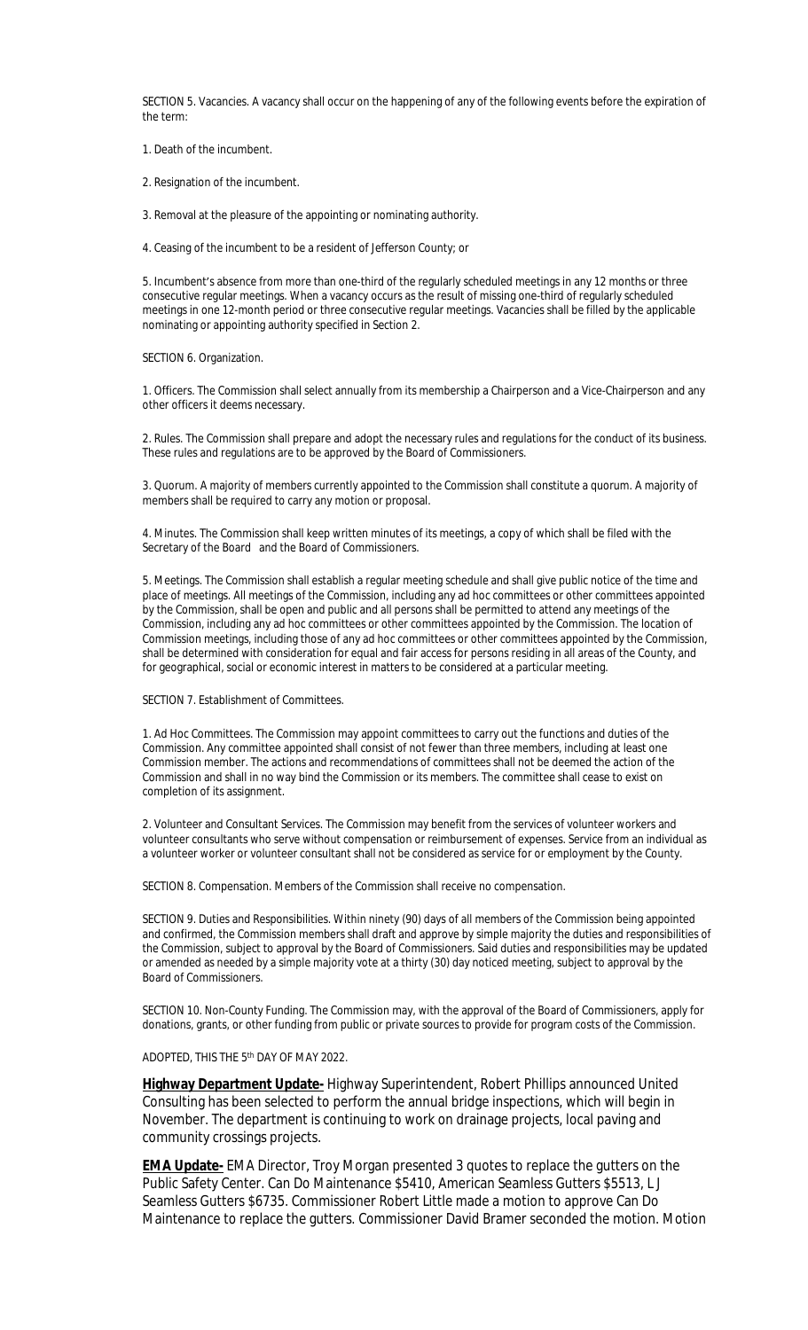SECTION 5. Vacancies. A vacancy shall occur on the happening of any of the following events before the expiration of the term:

1. Death of the incumbent.

2. Resignation of the incumbent.

3. Removal at the pleasure of the appointing or nominating authority.

4. Ceasing of the incumbent to be a resident of Jefferson County; or

5. Incumbent's absence from more than one-third of the regularly scheduled meetings in any 12 months or three consecutive regular meetings. When a vacancy occurs as the result of missing one-third of regularly scheduled meetings in one 12-month period or three consecutive regular meetings. Vacancies shall be filled by the applicable nominating or appointing authority specified in Section 2.

SECTION 6. Organization.

1. Officers. The Commission shall select annually from its membership a Chairperson and a Vice-Chairperson and any other officers it deems necessary.

2. Rules. The Commission shall prepare and adopt the necessary rules and regulations for the conduct of its business. These rules and regulations are to be approved by the Board of Commissioners.

3. Quorum. A majority of members currently appointed to the Commission shall constitute a quorum. A majority of members shall be required to carry any motion or proposal.

4. Minutes. The Commission shall keep written minutes of its meetings, a copy of which shall be filed with the Secretary of the Board and the Board of Commissioners.

5. Meetings. The Commission shall establish a regular meeting schedule and shall give public notice of the time and place of meetings. All meetings of the Commission, including any ad hoc committees or other committees appointed by the Commission, shall be open and public and all persons shall be permitted to attend any meetings of the Commission, including any ad hoc committees or other committees appointed by the Commission. The location of Commission meetings, including those of any ad hoc committees or other committees appointed by the Commission, shall be determined with consideration for equal and fair access for persons residing in all areas of the County, and for geographical, social or economic interest in matters to be considered at a particular meeting.

SECTION 7. Establishment of Committees.

1. Ad Hoc Committees. The Commission may appoint committees to carry out the functions and duties of the Commission. Any committee appointed shall consist of not fewer than three members, including at least one Commission member. The actions and recommendations of committees shall not be deemed the action of the Commission and shall in no way bind the Commission or its members. The committee shall cease to exist on completion of its assignment.

2. Volunteer and Consultant Services. The Commission may benefit from the services of volunteer workers and volunteer consultants who serve without compensation or reimbursement of expenses. Service from an individual as a volunteer worker or volunteer consultant shall not be considered as service for or employment by the County.

SECTION 8. Compensation. Members of the Commission shall receive no compensation.

SECTION 9. Duties and Responsibilities. Within ninety (90) days of all members of the Commission being appointed and confirmed, the Commission members shall draft and approve by simple majority the duties and responsibilities of the Commission, subject to approval by the Board of Commissioners. Said duties and responsibilities may be updated or amended as needed by a simple majority vote at a thirty (30) day noticed meeting, subject to approval by the Board of Commissioners.

SECTION 10. Non-County Funding. The Commission may, with the approval of the Board of Commissioners, apply for donations, grants, or other funding from public or private sources to provide for program costs of the Commission.

ADOPTED, THIS THE 5th DAY OF MAY 2022.

**Highway Department Update-** Highway Superintendent, Robert Phillips announced United Consulting has been selected to perform the annual bridge inspections, which will begin in November. The department is continuing to work on drainage projects, local paving and community crossings projects.

**EMA Update-** EMA Director, Troy Morgan presented 3 quotes to replace the gutters on the Public Safety Center. Can Do Maintenance $5410, American Seamless Gutters $5513, L J Seamless Gutters $6735. Commissioner Robert Little made a motion to approve Can Do Maintenance to replace the gutters. Commissioner David Bramer seconded the motion. Motion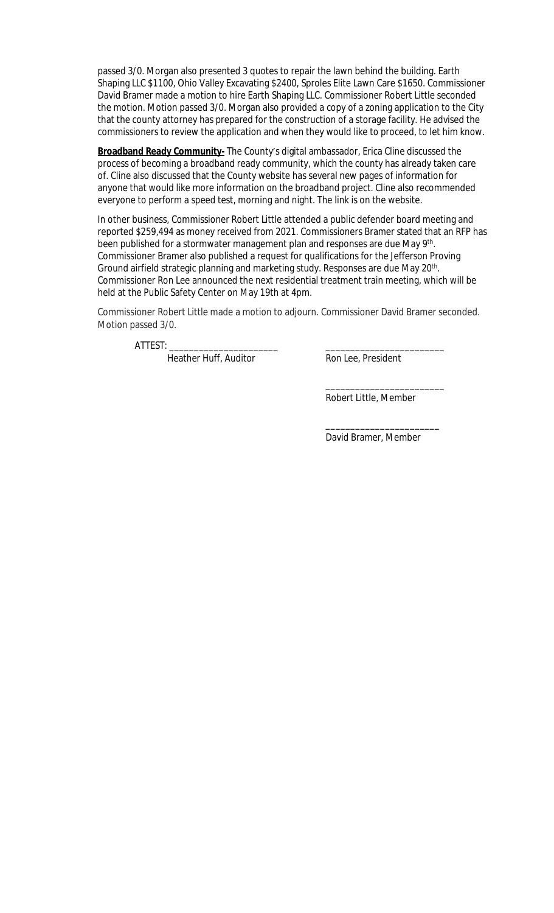passed 3/0. Morgan also presented 3 quotes to repair the lawn behind the building. Earth Shaping LLC $1100, Ohio Valley Excavating $2400, Sproles Elite Lawn Care $1650. Commissioner David Bramer made a motion to hire Earth Shaping LLC. Commissioner Robert Little seconded the motion. Motion passed 3/0. Morgan also provided a copy of a zoning application to the City that the county attorney has prepared for the construction of a storage facility. He advised the commissioners to review the application and when they would like to proceed, to let him know.

**Broadband Ready Community-** The County's digital ambassador, Erica Cline discussed the process of becoming a broadband ready community, which the county has already taken care of. Cline also discussed that the County website has several new pages of information for anyone that would like more information on the broadband project. Cline also recommended everyone to perform a speed test, morning and night. The link is on the website.

In other business, Commissioner Robert Little attended a public defender board meeting and reported $259,494 as money received from 2021. Commissioners Bramer stated that an RFP has been published for a stormwater management plan and responses are due May 9th. Commissioner Bramer also published a request for qualifications for the Jefferson Proving Ground airfield strategic planning and marketing study. Responses are due May 20th. Commissioner Ron Lee announced the next residential treatment train meeting, which will be held at the Public Safety Center on May 19th at 4pm.

Commissioner Robert Little made a motion to adjourn. Commissioner David Bramer seconded. Motion passed 3/0.

ATTEST: ______________________ ______________________
Heather Huff, Auditor Ron Lee, President

______________________
Robert Little, Member

______________________
David Bramer, Member